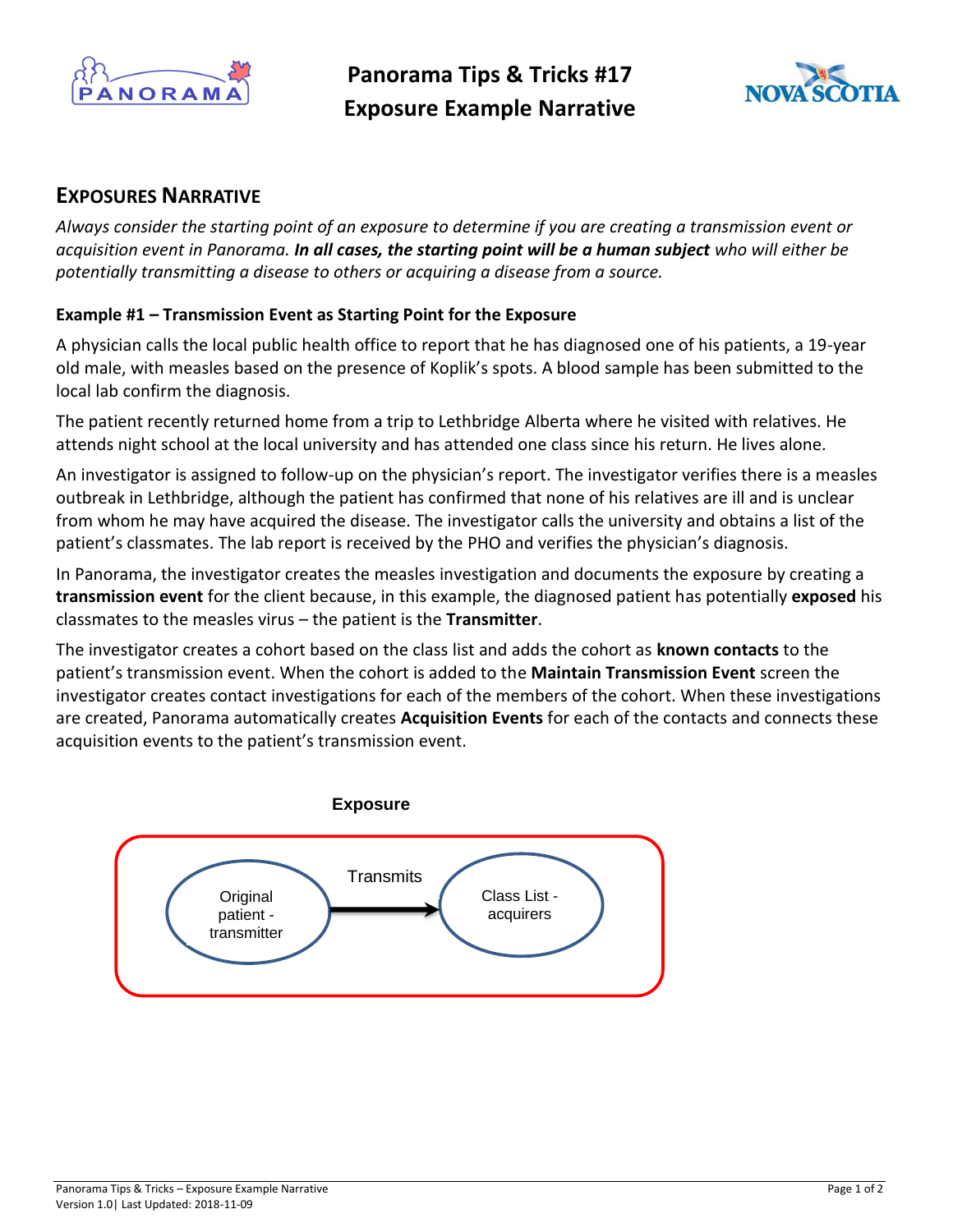# Panorama Tips & Tricks #17
# Exposure Example Narrative

## Exposures Narrative

*Always consider the starting point of an exposure to determine if you are creating a transmission event or acquisition event in Panorama.* ***In all cases, the starting point will be a human subject*** *who will either be potentially transmitting a disease to others or acquiring a disease from a source.*

### Example #1 – Transmission Event as Starting Point for the Exposure

A physician calls the local public health office to report that he has diagnosed one of his patients, a 19-year old male, with measles based on the presence of Koplik's spots. A blood sample has been submitted to the local lab confirm the diagnosis.

The patient recently returned home from a trip to Lethbridge Alberta where he visited with relatives. He attends night school at the local university and has attended one class since his return. He lives alone.

An investigator is assigned to follow-up on the physician's report. The investigator verifies there is a measles outbreak in Lethbridge, although the patient has confirmed that none of his relatives are ill and is unclear from whom he may have acquired the disease. The investigator calls the university and obtains a list of the patient's classmates. The lab report is received by the PHO and verifies the physician's diagnosis.

In Panorama, the investigator creates the measles investigation and documents the exposure by creating a **transmission event** for the client because, in this example, the diagnosed patient has potentially **exposed** his classmates to the measles virus – the patient is the **Transmitter**.

The investigator creates a cohort based on the class list and adds the cohort as **known contacts** to the patient's transmission event. When the cohort is added to the **Maintain Transmission Event** screen the investigator creates contact investigations for each of the members of the cohort. When these investigations are created, Panorama automatically creates **Acquisition Events** for each of the contacts and connects these acquisition events to the patient's transmission event.

**Exposure**

Original patient - transmitter → Transmits → Class List - acquirers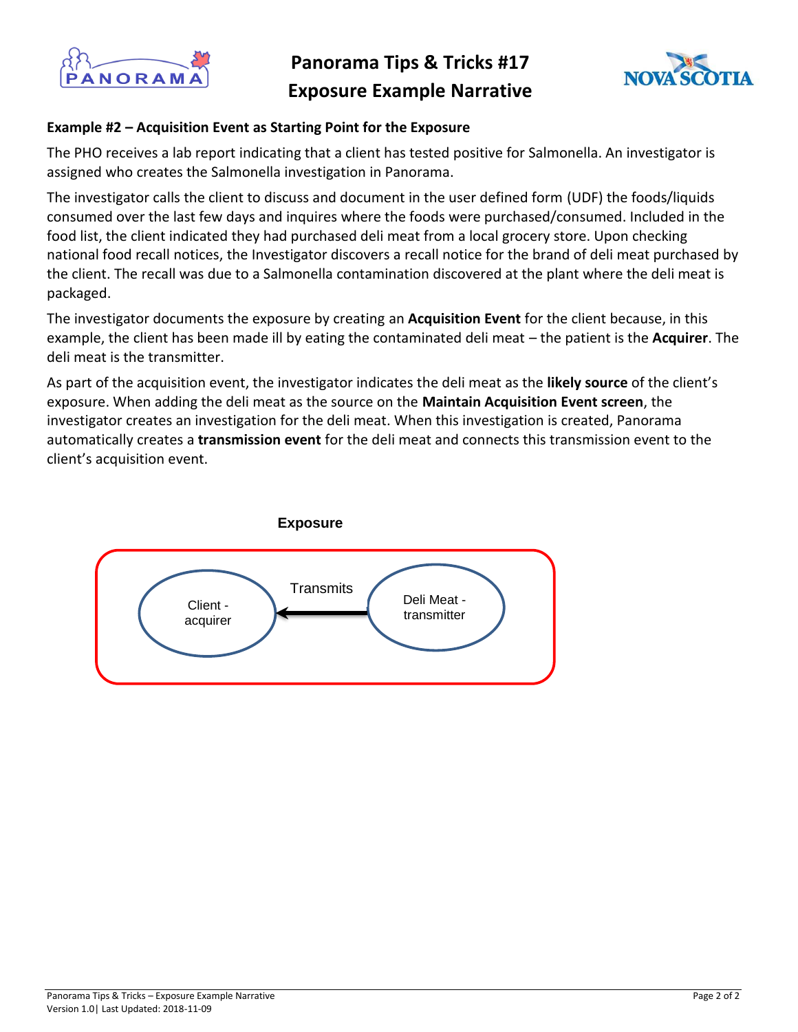### Example #2 – Acquisition Event as Starting Point for the Exposure

The PHO receives a lab report indicating that a client has tested positive for Salmonella. An investigator is assigned who creates the Salmonella investigation in Panorama.

The investigator calls the client to discuss and document in the user defined form (UDF) the foods/liquids consumed over the last few days and inquires where the foods were purchased/consumed. Included in the food list, the client indicated they had purchased deli meat from a local grocery store. Upon checking national food recall notices, the Investigator discovers a recall notice for the brand of deli meat purchased by the client. The recall was due to a Salmonella contamination discovered at the plant where the deli meat is packaged.

The investigator documents the exposure by creating an **Acquisition Event** for the client because, in this example, the client has been made ill by eating the contaminated deli meat – the patient is the **Acquirer**. The deli meat is the transmitter.

As part of the acquisition event, the investigator indicates the deli meat as the **likely source** of the client's exposure. When adding the deli meat as the source on the **Maintain Acquisition Event screen**, the investigator creates an investigation for the deli meat. When this investigation is created, Panorama automatically creates a **transmission event** for the deli meat and connects this transmission event to the client's acquisition event.

Exposure

Client - acquirer

Transmits

Deli Meat - transmitter